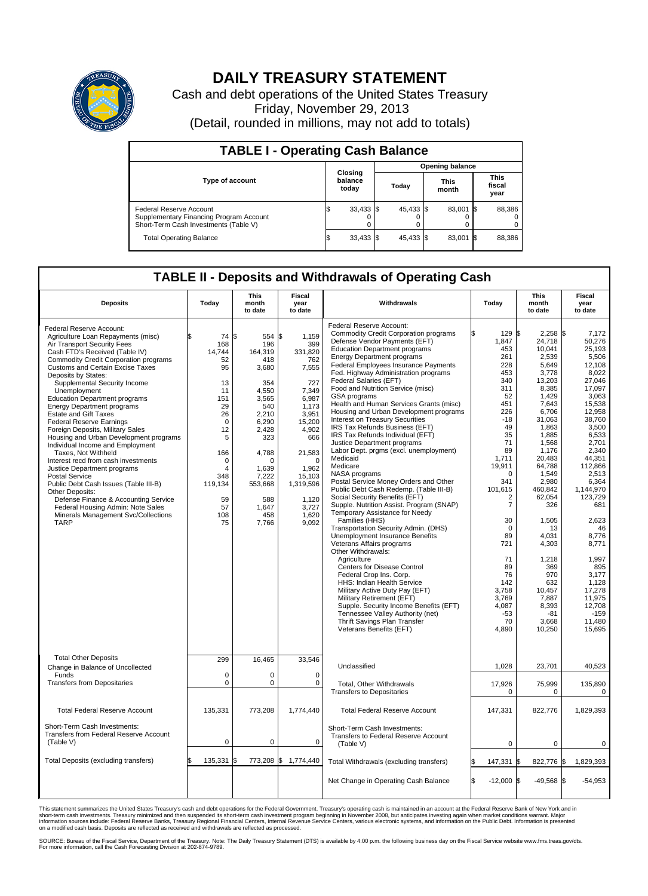# DAILY TREASURY STATEMENT

Cash and debt operations of the United States Treasury
Friday, November 29, 2013
(Detail, rounded in millions, may not add to totals)

## TABLE I - Operating Cash Balance

| Type of account | Closing balance today | Opening balance Today | Opening balance This month | Opening balance This fiscal year |
|---|---|---|---|---|
| Federal Reserve Account | $ 33,433 | $ 45,433 | $ 83,001 | $ 88,386 |
| Supplementary Financing Program Account | 0 | 0 | 0 | 0 |
| Short-Term Cash Investments (Table V) | 0 | 0 | 0 | 0 |
| Total Operating Balance | $ 33,433 | $ 45,433 | $ 83,001 | $ 88,386 |

## TABLE II - Deposits and Withdrawals of Operating Cash

| Deposits | Today | This month to date | Fiscal year to date |
|---|---|---|---|
| Federal Reserve Account: | | | |
| Agriculture Loan Repayments (misc) | $ 74 | $ 554 | $ 1,159 |
| Air Transport Security Fees | 168 | 196 | 399 |
| Cash FTD's Received (Table IV) | 14,744 | 164,319 | 331,820 |
| Commodity Credit Corporation programs | 52 | 418 | 762 |
| Customs and Certain Excise Taxes | 95 | 3,680 | 7,555 |
| Deposits by States: | | | |
| Supplemental Security Income | 13 | 354 | 727 |
| Unemployment | 11 | 4,550 | 7,349 |
| Education Department programs | 151 | 3,565 | 6,987 |
| Energy Department programs | 29 | 540 | 1,173 |
| Estate and Gift Taxes | 26 | 2,210 | 3,951 |
| Federal Reserve Earnings | 0 | 6,290 | 15,200 |
| Foreign Deposits, Military Sales | 12 | 2,428 | 4,902 |
| Housing and Urban Development programs | 5 | 323 | 666 |
| Individual Income and Employment Taxes, Not Withheld | 166 | 4,788 | 21,583 |
| Interest recd from cash investments | 0 | 0 | 0 |
| Justice Department programs | 4 | 1,639 | 1,962 |
| Postal Service | 348 | 7,222 | 15,103 |
| Public Debt Cash Issues (Table III-B) | 119,134 | 553,668 | 1,319,596 |
| Other Deposits: | | | |
| Defense Finance & Accounting Service | 59 | 588 | 1,120 |
| Federal Housing Admin: Note Sales | 57 | 1,647 | 3,727 |
| Minerals Management Svc/Collections | 108 | 458 | 1,620 |
| TARP | 75 | 7,766 | 9,092 |
| Total Other Deposits | 299 | 16,465 | 33,546 |
| Change in Balance of Uncollected Funds | 0 | 0 | 0 |
| Transfers from Depositaries | 0 | 0 | 0 |
| Total Federal Reserve Account | 135,331 | 773,208 | 1,774,440 |
| Short-Term Cash Investments: Transfers from Federal Reserve Account (Table V) | 0 | 0 | 0 |
| Total Deposits (excluding transfers) | $ 135,331 | $ 773,208 | $ 1,774,440 |

| Withdrawals | Today | This month to date | Fiscal year to date |
|---|---|---|---|
| Federal Reserve Account: | | | |
| Commodity Credit Corporation programs | $ 129 | $ 2,258 | $ 7,172 |
| Defense Vendor Payments (EFT) | 1,847 | 24,718 | 50,276 |
| Education Department programs | 453 | 10,041 | 25,193 |
| Energy Department programs | 261 | 2,539 | 5,506 |
| Federal Employees Insurance Payments | 228 | 5,649 | 12,108 |
| Fed. Highway Administration programs | 453 | 3,778 | 8,022 |
| Federal Salaries (EFT) | 340 | 13,203 | 27,046 |
| Food and Nutrition Service (misc) | 311 | 8,385 | 17,097 |
| GSA programs | 52 | 1,429 | 3,063 |
| Health and Human Services Grants (misc) | 451 | 7,643 | 15,538 |
| Housing and Urban Development programs | 226 | 6,706 | 12,958 |
| Interest on Treasury Securities | -18 | 31,063 | 38,760 |
| IRS Tax Refunds Business (EFT) | 49 | 1,863 | 3,500 |
| IRS Tax Refunds Individual (EFT) | 35 | 1,885 | 6,533 |
| Justice Department programs | 71 | 1,568 | 2,701 |
| Labor Dept. prgms (excl. unemployment) | 89 | 1,176 | 2,340 |
| Medicaid | 1,711 | 20,483 | 44,351 |
| Medicare | 19,911 | 64,788 | 112,866 |
| NASA programs | 0 | 1,549 | 2,513 |
| Postal Service Money Orders and Other | 341 | 2,980 | 6,364 |
| Public Debt Cash Redemp. (Table III-B) | 101,615 | 460,842 | 1,144,970 |
| Social Security Benefits (EFT) | 2 | 62,054 | 123,729 |
| Supple. Nutrition Assist. Program (SNAP) | 7 | 326 | 681 |
| Temporary Assistance for Needy Families (HHS) | 30 | 1,505 | 2,623 |
| Transportation Security Admin. (DHS) | 0 | 13 | 46 |
| Unemployment Insurance Benefits | 89 | 4,031 | 8,776 |
| Veterans Affairs programs | 721 | 4,303 | 8,771 |
| Other Withdrawals: | | | |
| Agriculture | 71 | 1,218 | 1,997 |
| Centers for Disease Control | 89 | 369 | 895 |
| Federal Crop Ins. Corp. | 76 | 970 | 3,177 |
| HHS: Indian Health Service | 142 | 632 | 1,128 |
| Military Active Duty Pay (EFT) | 3,758 | 10,457 | 17,278 |
| Military Retirement (EFT) | 3,769 | 7,887 | 11,975 |
| Supple. Security Income Benefits (EFT) | 4,087 | 8,393 | 12,708 |
| Tennessee Valley Authority (net) | -53 | -81 | -159 |
| Thrift Savings Plan Transfer | 70 | 3,668 | 11,480 |
| Veterans Benefits (EFT) | 4,890 | 10,250 | 15,695 |
| Unclassified | 1,028 | 23,701 | 40,523 |
| Total, Other Withdrawals | 17,926 | 75,999 | 135,890 |
| Transfers to Depositaries | 0 | 0 | 0 |
| Total Federal Reserve Account | 147,331 | 822,776 | 1,829,393 |
| Short-Term Cash Investments: Transfers to Federal Reserve Account (Table V) | 0 | 0 | 0 |
| Total Withdrawals (excluding transfers) | $ 147,331 | $ 822,776 | $ 1,829,393 |
| Net Change in Operating Cash Balance | $ -12,000 | $ -49,568 | $ -54,953 |

This statement summarizes the United States Treasury's cash and debt operations for the Federal Government. Treasury's operating cash is maintained in an account at the Federal Reserve Bank of New York and in short-term cash investments. Treasury minimized and then suspended its short-term cash investment program beginning in November 2008, but anticipates investing again when market conditions warrant. Major information sources include: Federal Reserve Banks, Treasury Regional Financial Centers, Internal Revenue Service Centers, various electronic systems, and information on the Public Debt. Information is presented on a modified cash basis. Deposits are reflected as received and withdrawals are reflected as processed.

SOURCE: Bureau of the Fiscal Service, Department of the Treasury. Note: The Daily Treasury Statement (DTS) is available by 4:00 p.m. the following business day on the Fiscal Service website www.fms.treas.gov/dts. For more information, call the Cash Forecasting Division at 202-874-9789.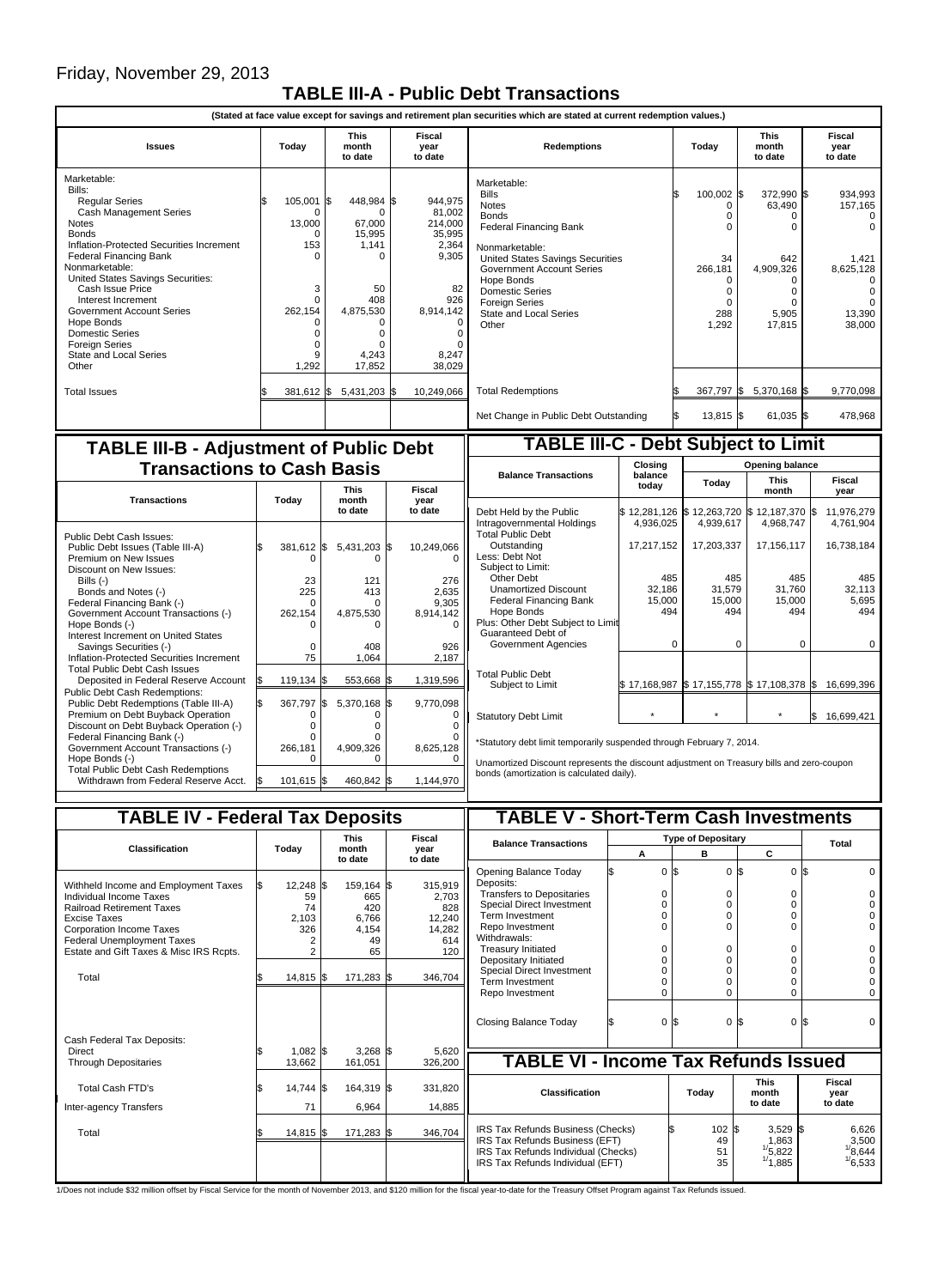Friday, November 29, 2013

# TABLE III-A - Public Debt Transactions

(Stated at face value except for savings and retirement plan securities which are stated at current redemption values.)

| Issues | Today | This month to date | Fiscal year to date |
|---|---|---|---|
| Marketable: | | | |
| Bills: | | | |
| Regular Series | $ 105,001 | $ 448,984 | $ 944,975 |
| Cash Management Series | 0 | 0 | 81,002 |
| Notes | 13,000 | 67,000 | 214,000 |
| Bonds | 0 | 15,995 | 35,995 |
| Inflation-Protected Securities Increment | 153 | 1,141 | 2,364 |
| Federal Financing Bank | 0 | 0 | 9,305 |
| Nonmarketable: | | | |
| United States Savings Securities: | | | |
| Cash Issue Price | 3 | 50 | 82 |
| Interest Increment | 0 | 408 | 926 |
| Government Account Series | 262,154 | 4,875,530 | 8,914,142 |
| Hope Bonds | 0 | 0 | 0 |
| Domestic Series | 0 | 0 | 0 |
| Foreign Series | 0 | 0 | 0 |
| State and Local Series | 9 | 4,243 | 8,247 |
| Other | 1,292 | 17,852 | 38,029 |
| Total Issues | $ 381,612 | $ 5,431,203 | $ 10,249,066 |

| Redemptions | Today | This month to date | Fiscal year to date |
|---|---|---|---|
| Marketable: | | | |
| Bills | $ 100,002 | $ 372,990 | $ 934,993 |
| Notes | 0 | 63,490 | 157,165 |
| Bonds | 0 | 0 | 0 |
| Federal Financing Bank | 0 | 0 | 0 |
| Nonmarketable: | | | |
| United States Savings Securities | 34 | 642 | 1,421 |
| Government Account Series | 266,181 | 4,909,326 | 8,625,128 |
| Hope Bonds | 0 | 0 | 0 |
| Domestic Series | 0 | 0 | 0 |
| Foreign Series | 0 | 0 | 0 |
| State and Local Series | 288 | 5,905 | 13,390 |
| Other | 1,292 | 17,815 | 38,000 |
| Total Redemptions | $ 367,797 | $ 5,370,168 | $ 9,770,098 |
| Net Change in Public Debt Outstanding | $ 13,815 | $ 61,035 | $ 478,968 |

# TABLE III-B - Adjustment of Public Debt Transactions to Cash Basis

| Transactions | Today | This month to date | Fiscal year to date |
|---|---|---|---|
| Public Debt Cash Issues: | | | |
| Public Debt Issues (Table III-A) | $ 381,612 | $ 5,431,203 | $ 10,249,066 |
| Premium on New Issues | 0 | 0 | 0 |
| Discount on New Issues: | | | |
| Bills (-) | 23 | 121 | 276 |
| Bonds and Notes (-) | 225 | 413 | 2,635 |
| Federal Financing Bank (-) | 0 | 0 | 9,305 |
| Government Account Transactions (-) | 262,154 | 4,875,530 | 8,914,142 |
| Hope Bonds (-) | 0 | 0 | 0 |
| Interest Increment on United States Savings Securities (-) | 0 | 408 | 926 |
| Inflation-Protected Securities Increment | 75 | 1,064 | 2,187 |
| Total Public Debt Cash Issues Deposited in Federal Reserve Account | $ 119,134 | $ 553,668 | $ 1,319,596 |
| Public Debt Cash Redemptions: | | | |
| Public Debt Redemptions (Table III-A) | $ 367,797 | $ 5,370,168 | $ 9,770,098 |
| Premium on Debt Buyback Operation | 0 | 0 | 0 |
| Discount on Debt Buyback Operation (-) | 0 | 0 | 0 |
| Federal Financing Bank (-) | 0 | 0 | 0 |
| Government Account Transactions (-) | 266,181 | 4,909,326 | 8,625,128 |
| Hope Bonds (-) | 0 | 0 | 0 |
| Total Public Debt Cash Redemptions Withdrawn from Federal Reserve Acct. | $ 101,615 | $ 460,842 | $ 1,144,970 |

# TABLE III-C - Debt Subject to Limit

| Balance Transactions | Closing balance today | Opening balance Today | Opening balance This month | Opening balance Fiscal year |
|---|---|---|---|---|
| Debt Held by the Public | $ 12,281,126 | $ 12,263,720 | $ 12,187,370 | $ 11,976,279 |
| Intragovernmental Holdings | 4,936,025 | 4,939,617 | 4,968,747 | 4,761,904 |
| Total Public Debt Outstanding | 17,217,152 | 17,203,337 | 17,156,117 | 16,738,184 |
| Less: Debt Not Subject to Limit: | | | | |
| Other Debt | 485 | 485 | 485 | 485 |
| Unamortized Discount | 32,186 | 31,579 | 31,760 | 32,113 |
| Federal Financing Bank | 15,000 | 15,000 | 15,000 | 5,695 |
| Hope Bonds | 494 | 494 | 494 | 494 |
| Plus: Other Debt Subject to Limit | | | | |
| Guaranteed Debt of Government Agencies | 0 | 0 | 0 | 0 |
| Total Public Debt Subject to Limit | $ 17,168,987 | $ 17,155,778 | $ 17,108,378 | $ 16,699,396 |
| Statutory Debt Limit | * | * | * | $ 16,699,421 |

*Statutory debt limit temporarily suspended through February 7, 2014.

Unamortized Discount represents the discount adjustment on Treasury bills and zero-coupon bonds (amortization is calculated daily).

# TABLE IV - Federal Tax Deposits

| Classification | Today | This month to date | Fiscal year to date |
|---|---|---|---|
| Withheld Income and Employment Taxes | $ 12,248 | $ 159,164 | $ 315,919 |
| Individual Income Taxes | 59 | 665 | 2,703 |
| Railroad Retirement Taxes | 74 | 420 | 828 |
| Excise Taxes | 2,103 | 6,766 | 12,240 |
| Corporation Income Taxes | 326 | 4,154 | 14,282 |
| Federal Unemployment Taxes | 2 | 49 | 614 |
| Estate and Gift Taxes & Misc IRS Rcpts. | 2 | 65 | 120 |
| Total | $ 14,815 | $ 171,283 | $ 346,704 |
| Cash Federal Tax Deposits: | | | |
| Direct | $ 1,082 | $ 3,268 | $ 5,620 |
| Through Depositaries | 13,662 | 161,051 | 326,200 |
| Total Cash FTD's | $ 14,744 | $ 164,319 | $ 331,820 |
| Inter-agency Transfers | 71 | 6,964 | 14,885 |
| Total | $ 14,815 | $ 171,283 | $ 346,704 |

# TABLE V - Short-Term Cash Investments

| Balance Transactions | Type of Depositary A | Type of Depositary B | Type of Depositary C | Total |
|---|---|---|---|---|
| Opening Balance Today | $ 0 | $ 0 | $ 0 | $ 0 |
| Deposits: | | | | |
| Transfers to Depositaries | 0 | 0 | 0 | 0 |
| Special Direct Investment | 0 | 0 | 0 | 0 |
| Term Investment | 0 | 0 | 0 | 0 |
| Repo Investment | 0 | 0 | 0 | 0 |
| Withdrawals: | | | | |
| Treasury Initiated | 0 | 0 | 0 | 0 |
| Depositary Initiated | 0 | 0 | 0 | 0 |
| Special Direct Investment | 0 | 0 | 0 | 0 |
| Term Investment | 0 | 0 | 0 | 0 |
| Repo Investment | 0 | 0 | 0 | 0 |
| Closing Balance Today | $ 0 | $ 0 | $ 0 | $ 0 |

# TABLE VI - Income Tax Refunds Issued

| Classification | Today | This month to date | Fiscal year to date |
|---|---|---|---|
| IRS Tax Refunds Business (Checks) | $ 102 | $ 3,529 | $ 6,626 |
| IRS Tax Refunds Business (EFT) | 49 | 1,863 | 3,500 |
| IRS Tax Refunds Individual (Checks) | 51 | [1/] 5,822 | [1/] 8,644 |
| IRS Tax Refunds Individual (EFT) | 35 | [1/] 1,885 | [1/] 6,533 |

1/Does not include $32 million offset by Fiscal Service for the month of November 2013, and $120 million for the fiscal year-to-date for the Treasury Offset Program against Tax Refunds issued.